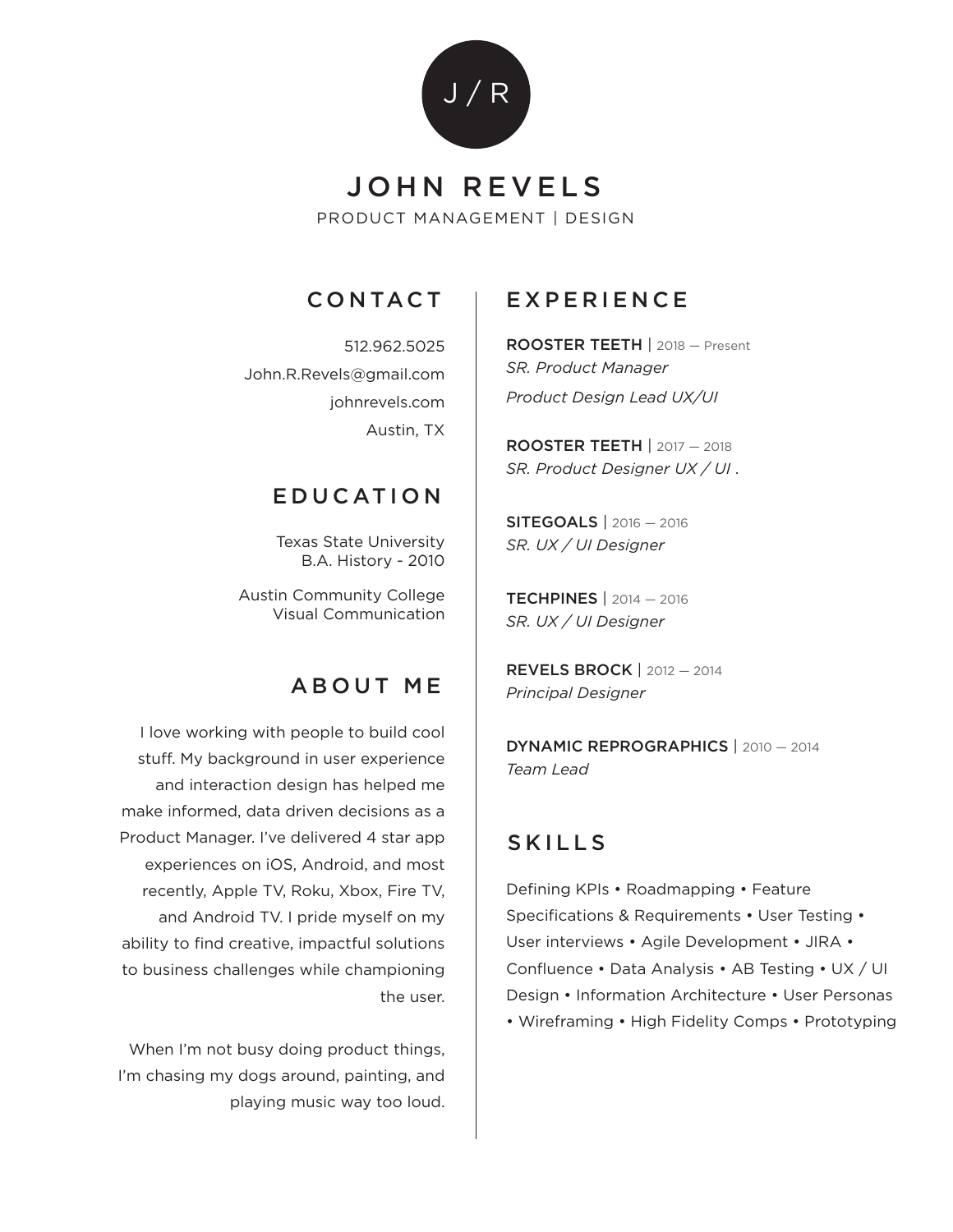J / R

# JOHN REVELS

PRODUCT MANAGEMENT | DESIGN

## CONTACT

512.962.5025
John.R.Revels@gmail.com
johnrevels.com
Austin, TX

## EDUCATION

Texas State University
B.A. History - 2010

Austin Community College
Visual Communication

## ABOUT ME

I love working with people to build cool stuff. My background in user experience and interaction design has helped me make informed, data driven decisions as a Product Manager. I've delivered 4 star app experiences on iOS, Android, and most recently, Apple TV, Roku, Xbox, Fire TV, and Android TV. I pride myself on my ability to find creative, impactful solutions to business challenges while championing the user.

When I'm not busy doing product things, I'm chasing my dogs around, painting, and playing music way too loud.

## EXPERIENCE

ROOSTER TEETH | 2018 — Present
*SR. Product Manager*
*Product Design Lead UX/UI*

ROOSTER TEETH | 2017 — 2018
*SR. Product Designer UX / UI .*

SITEGOALS | 2016 — 2016
*SR. UX / UI Designer*

TECHPINES | 2014 — 2016
*SR. UX / UI Designer*

REVELS BROCK | 2012 — 2014
*Principal Designer*

DYNAMIC REPROGRAPHICS | 2010 — 2014
*Team Lead*

## SKILLS

Defining KPIs • Roadmapping • Feature Specifications & Requirements • User Testing • User interviews • Agile Development • JIRA • Confluence • Data Analysis • AB Testing • UX / UI Design • Information Architecture • User Personas • Wireframing • High Fidelity Comps • Prototyping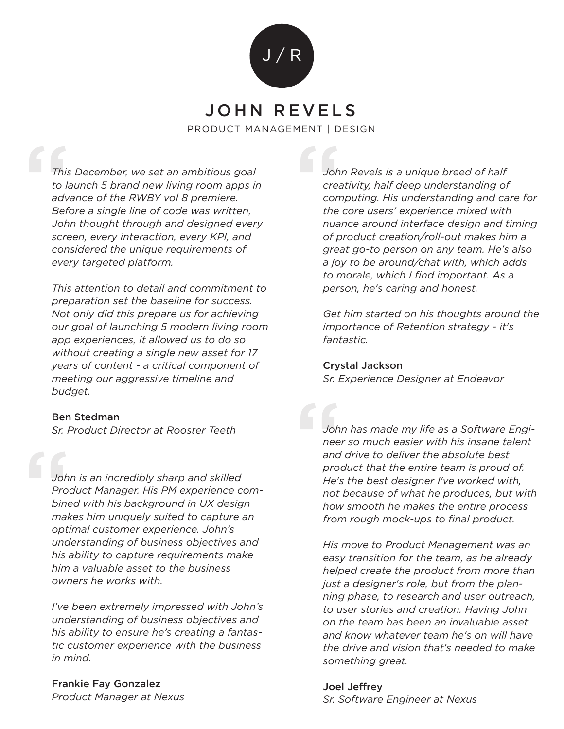J / R

# JOHN REVELS

PRODUCT MANAGEMENT | DESIGN

*This December, we set an ambitious goal to launch 5 brand new living room apps in advance of the RWBY vol 8 premiere. Before a single line of code was written, John thought through and designed every screen, every interaction, every KPI, and considered the unique requirements of every targeted platform.*

*This attention to detail and commitment to preparation set the baseline for success. Not only did this prepare us for achieving our goal of launching 5 modern living room app experiences, it allowed us to do so without creating a single new asset for 17 years of content - a critical component of meeting our aggressive timeline and budget.*

Ben Stedman
*Sr. Product Director at Rooster Teeth*

*John is an incredibly sharp and skilled Product Manager. His PM experience combined with his background in UX design makes him uniquely suited to capture an optimal customer experience. John's understanding of business objectives and his ability to capture requirements make him a valuable asset to the business owners he works with.*

*I've been extremely impressed with John's understanding of business objectives and his ability to ensure he's creating a fantastic customer experience with the business in mind.*

Frankie Fay Gonzalez
*Product Manager at Nexus*

*John Revels is a unique breed of half creativity, half deep understanding of computing. His understanding and care for the core users' experience mixed with nuance around interface design and timing of product creation/roll-out makes him a great go-to person on any team. He's also a joy to be around/chat with, which adds to morale, which I find important. As a person, he's caring and honest.*

*Get him started on his thoughts around the importance of Retention strategy - it's fantastic.*

Crystal Jackson
*Sr. Experience Designer at Endeavor*

*John has made my life as a Software Engineer so much easier with his insane talent and drive to deliver the absolute best product that the entire team is proud of. He's the best designer I've worked with, not because of what he produces, but with how smooth he makes the entire process from rough mock-ups to final product.*

*His move to Product Management was an easy transition for the team, as he already helped create the product from more than just a designer's role, but from the planning phase, to research and user outreach, to user stories and creation. Having John on the team has been an invaluable asset and know whatever team he's on will have the drive and vision that's needed to make something great.*

Joel Jeffrey
*Sr. Software Engineer at Nexus*